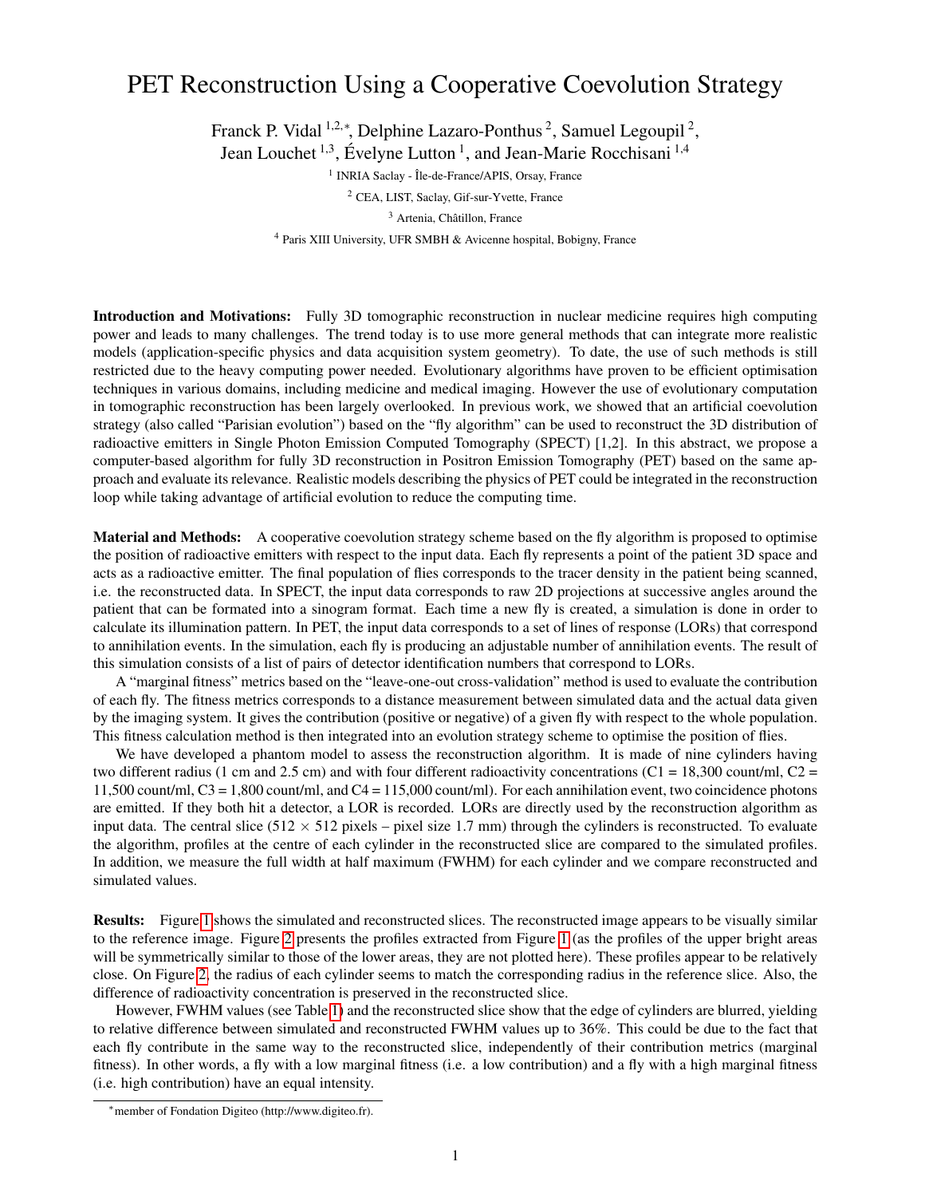# PET Reconstruction Using a Cooperative Coevolution Strategy

Franck P. Vidal [1,2,*], Delphine Lazaro-Ponthus [2], Samuel Legoupil [2],
Jean Louchet [1,3], Évelyne Lutton [1], and Jean-Marie Rocchisani [1,4]

[1] INRIA Saclay - Île-de-France/APIS, Orsay, France

[2] CEA, LIST, Saclay, Gif-sur-Yvette, France

[3] Artenia, Châtillon, France

[4] Paris XIII University, UFR SMBH & Avicenne hospital, Bobigny, France

**Introduction and Motivations:** Fully 3D tomographic reconstruction in nuclear medicine requires high computing power and leads to many challenges. The trend today is to use more general methods that can integrate more realistic models (application-specific physics and data acquisition system geometry). To date, the use of such methods is still restricted due to the heavy computing power needed. Evolutionary algorithms have proven to be efficient optimisation techniques in various domains, including medicine and medical imaging. However the use of evolutionary computation in tomographic reconstruction has been largely overlooked. In previous work, we showed that an artificial coevolution strategy (also called "Parisian evolution") based on the "fly algorithm" can be used to reconstruct the 3D distribution of radioactive emitters in Single Photon Emission Computed Tomography (SPECT) [1,2]. In this abstract, we propose a computer-based algorithm for fully 3D reconstruction in Positron Emission Tomography (PET) based on the same approach and evaluate its relevance. Realistic models describing the physics of PET could be integrated in the reconstruction loop while taking advantage of artificial evolution to reduce the computing time.

**Material and Methods:** A cooperative coevolution strategy scheme based on the fly algorithm is proposed to optimise the position of radioactive emitters with respect to the input data. Each fly represents a point of the patient 3D space and acts as a radioactive emitter. The final population of flies corresponds to the tracer density in the patient being scanned, i.e. the reconstructed data. In SPECT, the input data corresponds to raw 2D projections at successive angles around the patient that can be formated into a sinogram format. Each time a new fly is created, a simulation is done in order to calculate its illumination pattern. In PET, the input data corresponds to a set of lines of response (LORs) that correspond to annihilation events. In the simulation, each fly is producing an adjustable number of annihilation events. The result of this simulation consists of a list of pairs of detector identification numbers that correspond to LORs.

A "marginal fitness" metrics based on the "leave-one-out cross-validation" method is used to evaluate the contribution of each fly. The fitness metrics corresponds to a distance measurement between simulated data and the actual data given by the imaging system. It gives the contribution (positive or negative) of a given fly with respect to the whole population. This fitness calculation method is then integrated into an evolution strategy scheme to optimise the position of flies.

We have developed a phantom model to assess the reconstruction algorithm. It is made of nine cylinders having two different radius (1 cm and 2.5 cm) and with four different radioactivity concentrations (C1 = 18,300 count/ml, C2 = 11,500 count/ml, C3 = 1,800 count/ml, and C4 = 115,000 count/ml). For each annihilation event, two coincidence photons are emitted. If they both hit a detector, a LOR is recorded. LORs are directly used by the reconstruction algorithm as input data. The central slice (512 $\times$ 512 pixels – pixel size 1.7 mm) through the cylinders is reconstructed. To evaluate the algorithm, profiles at the centre of each cylinder in the reconstructed slice are compared to the simulated profiles. In addition, we measure the full width at half maximum (FWHM) for each cylinder and we compare reconstructed and simulated values.

**Results:** Figure 1 shows the simulated and reconstructed slices. The reconstructed image appears to be visually similar to the reference image. Figure 2 presents the profiles extracted from Figure 1 (as the profiles of the upper bright areas will be symmetrically similar to those of the lower areas, they are not plotted here). These profiles appear to be relatively close. On Figure 2, the radius of each cylinder seems to match the corresponding radius in the reference slice. Also, the difference of radioactivity concentration is preserved in the reconstructed slice.

However, FWHM values (see Table 1) and the reconstructed slice show that the edge of cylinders are blurred, yielding to relative difference between simulated and reconstructed FWHM values up to 36%. This could be due to the fact that each fly contribute in the same way to the reconstructed slice, independently of their contribution metrics (marginal fitness). In other words, a fly with a low marginal fitness (i.e. a low contribution) and a fly with a high marginal fitness (i.e. high contribution) have an equal intensity.

[*] member of Fondation Digiteo (http://www.digiteo.fr).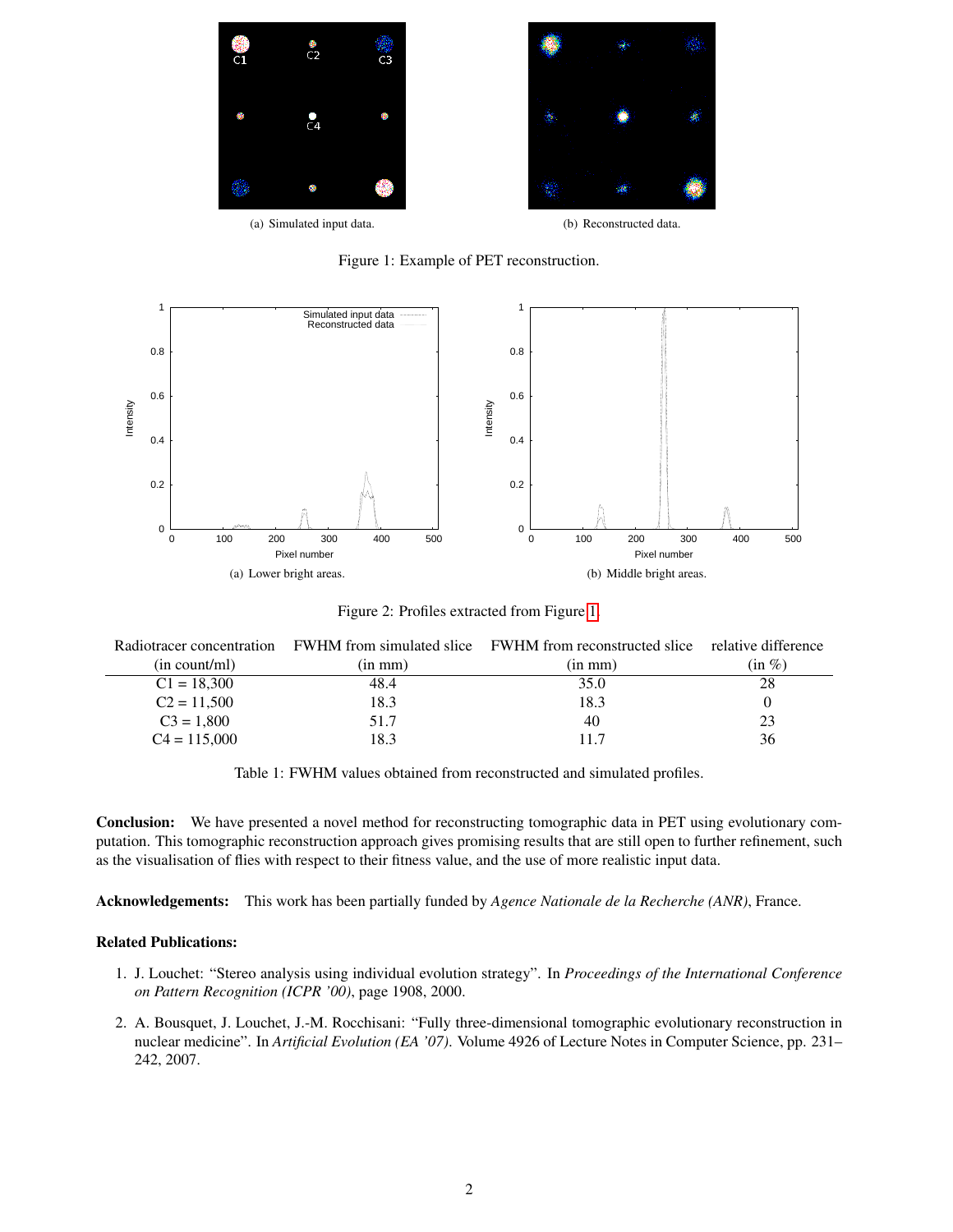C1 C2 C3

C4

(a) Simulated input data.

(b) Reconstructed data.

Figure 1: Example of PET reconstruction.

Simulated input data
Reconstructed data

Intensity

Pixel number

0 100 200 300 400 500

0 0.2 0.4 0.6 0.8 1

(a) Lower bright areas.

Intensity

Pixel number

0 100 200 300 400 500

0 0.2 0.4 0.6 0.8 1

(b) Middle bright areas.

Figure 2: Profiles extracted from Figure 1.

| Radiotracer concentration (in count/ml) | FWHM from simulated slice (in mm) | FWHM from reconstructed slice (in mm) | relative difference (in %) |
|---|---|---|---|
| C1 = 18,300 | 48.4 | 35.0 | 28 |
| C2 = 11,500 | 18.3 | 18.3 | 0 |
| C3 = 1,800 | 51.7 | 40 | 23 |
| C4 = 115,000 | 18.3 | 11.7 | 36 |

Table 1: FWHM values obtained from reconstructed and simulated profiles.

**Conclusion:** We have presented a novel method for reconstructing tomographic data in PET using evolutionary computation. This tomographic reconstruction approach gives promising results that are still open to further refinement, such as the visualisation of flies with respect to their fitness value, and the use of more realistic input data.

**Acknowledgements:** This work has been partially funded by *Agence Nationale de la Recherche (ANR)*, France.

**Related Publications:**

1. J. Louchet: "Stereo analysis using individual evolution strategy". In *Proceedings of the International Conference on Pattern Recognition (ICPR '00)*, page 1908, 2000.
2. A. Bousquet, J. Louchet, J.-M. Rocchisani: "Fully three-dimensional tomographic evolutionary reconstruction in nuclear medicine". In *Artificial Evolution (EA '07)*. Volume 4926 of Lecture Notes in Computer Science, pp. 231–242, 2007.